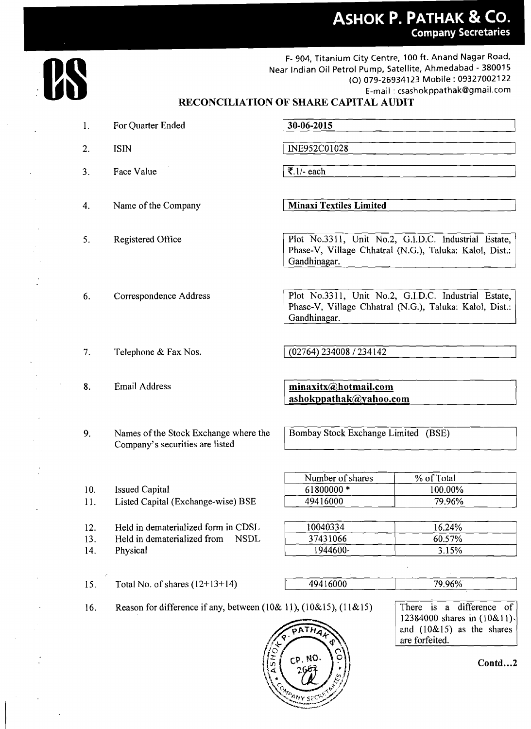# ASHOK P. PATHAK & CO.

**Company Secretaries**

F- 904, Titanium City Centre, 100 ft. Anand Nagar Road,
Near Indian Oil Petrol Pump, Satellite, Ahmedabad - 380015
(O) 079-26934123 Mobile : 09327002122
E-mail : csashokppathak@gmail.com

## RECONCILIATION OF SHARE CAPITAL AUDIT

| | | |
|---|---|---|
| 1. | For Quarter Ended | **30-06-2015** |
| 2. | ISIN | INE952C01028 |
| 3. | Face Value | ₹.1/- each |
| 4. | Name of the Company | **Minaxi Textiles Limited** |
| 5. | Registered Office | Plot No.3311, Unit No.2, G.I.D.C. Industrial Estate, Phase-V, Village Chhatral (N.G.), Taluka: Kalol, Dist.: Gandhinagar. |
| 6. | Correspondence Address | Plot No.3311, Unit No.2, G.I.D.C. Industrial Estate, Phase-V, Village Chhatral (N.G.), Taluka: Kalol, Dist.: Gandhinagar. |
| 7. | Telephone & Fax Nos. | (02764) 234008 / 234142 |
| 8. | Email Address | **minaxitx@hotmail.com** **ashokppathak@yahoo.com** |
| 9. | Names of the Stock Exchange where the Company's securities are listed | Bombay Stock Exchange Limited (BSE) |

| | | Number of shares | % of Total |
|---|---|---|---|
| 10. | Issued Capital | 61800000 * | 100.00% |
| 11. | Listed Capital (Exchange-wise) BSE | 49416000 | 79.96% |
| 12. | Held in dematerialized form in CDSL | 10040334 | 16.24% |
| 13. | Held in dematerialized from NSDL | 37431066 | 60.57% |
| 14. | Physical | 1944600- | 3.15% |
| 15. | Total No. of shares (12+13+14) | 49416000 | 79.96% |

16. Reason for difference if any, between (10& 11), (10&15), (11&15)

There is a difference of 12384000 shares in (10&11) and (10&15) as the shares are forfeited.

Contd...2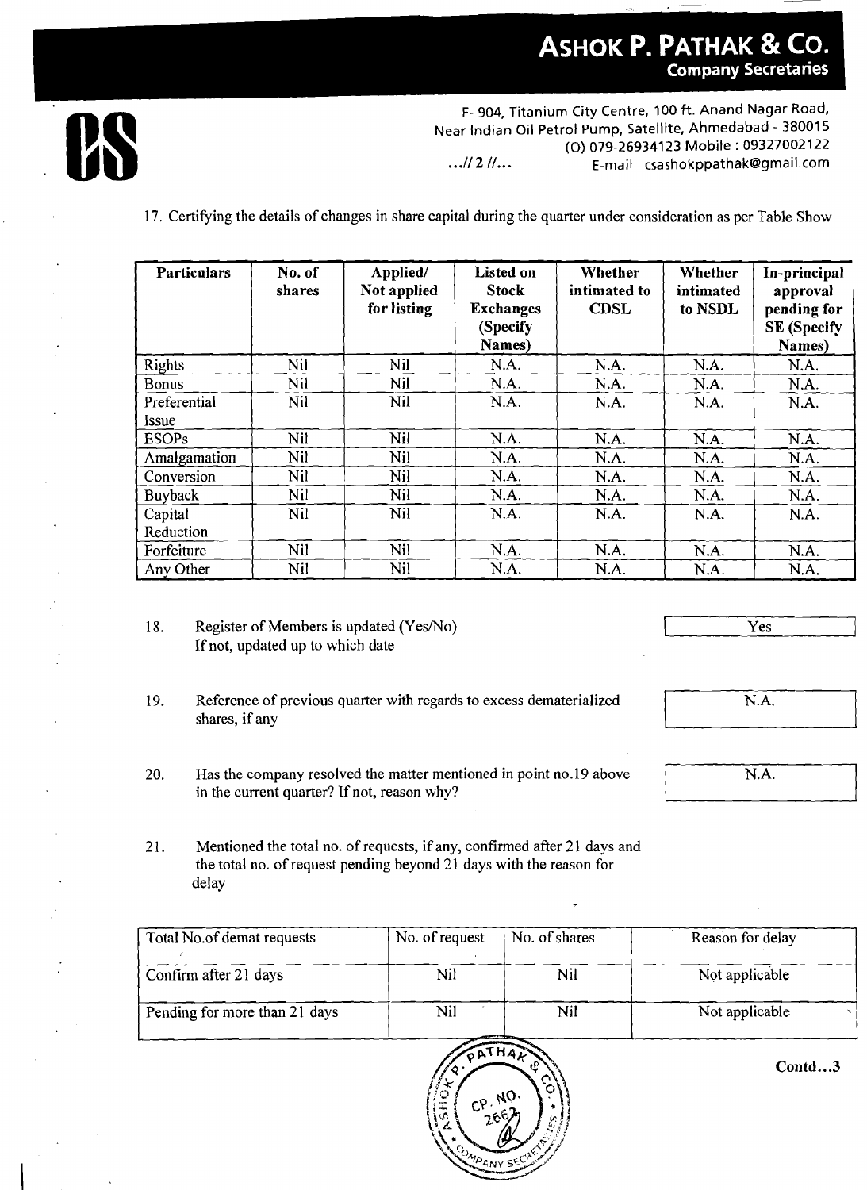17. Certifying the details of changes in share capital during the quarter under consideration as per Table Show

| Particulars | No. of shares | Applied/ Not applied for listing | Listed on Stock Exchanges (Specify Names) | Whether intimated to CDSL | Whether intimated to NSDL | In-principal approval pending for SE (Specify Names) |
|---|---|---|---|---|---|---|
| Rights | Nil | Nil | N.A. | N.A. | N.A. | N.A. |
| Bonus | Nil | Nil | N.A. | N.A. | N.A. | N.A. |
| Preferential Issue | Nil | Nil | N.A. | N.A. | N.A. | N.A. |
| ESOPs | Nil | Nil | N.A. | N.A. | N.A. | N.A. |
| Amalgamation | Nil | Nil | N.A. | N.A. | N.A. | N.A. |
| Conversion | Nil | Nil | N.A. | N.A. | N.A. | N.A. |
| Buyback | Nil | Nil | N.A. | N.A. | N.A. | N.A. |
| Capital Reduction | Nil | Nil | N.A. | N.A. | N.A. | N.A. |
| Forfeiture | Nil | Nil | N.A. | N.A. | N.A. | N.A. |
| Any Other | Nil | Nil | N.A. | N.A. | N.A. | N.A. |

18. Register of Members is updated (Yes/No) If not, updated up to which date — Yes

19. Reference of previous quarter with regards to excess dematerialized shares, if any — N.A.

20. Has the company resolved the matter mentioned in point no.19 above in the current quarter? If not, reason why? — N.A.

21. Mentioned the total no. of requests, if any, confirmed after 21 days and the total no. of request pending beyond 21 days with the reason for delay

| Total No.of demat requests | No. of request | No. of shares | Reason for delay |
|---|---|---|---|
| Confirm after 21 days | Nil | Nil | Not applicable |
| Pending for more than 21 days | Nil | Nil | Not applicable |

Contd...3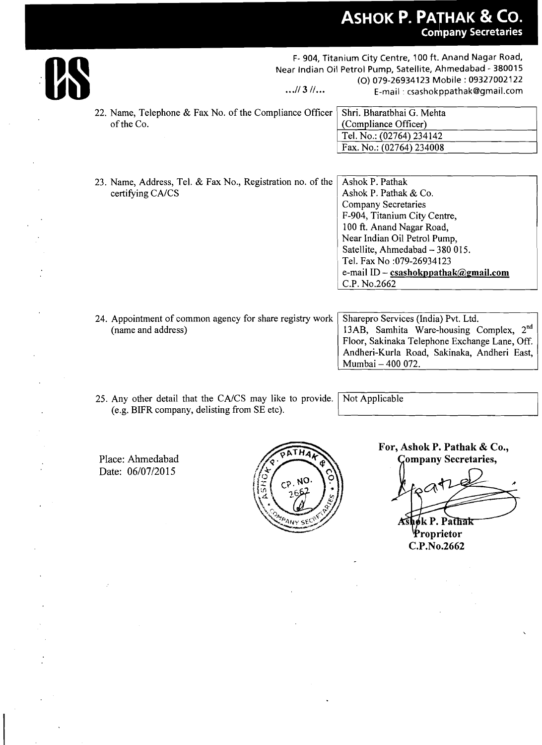# ASHOK P. PATHAK & CO.
**Company Secretaries**

F- 904, Titanium City Centre, 100 ft. Anand Nagar Road,
Near Indian Oil Petrol Pump, Satellite, Ahmedabad - 380015
(O) 079-26934123 Mobile : 09327002122
E-mail : csashokppathak@gmail.com

...// 3 //...

| | |
|---|---|
| 22. Name, Telephone & Fax No. of the Compliance Officer of the Co. | Shri. Bharatbhai G. Mehta (Compliance Officer)<br>Tel. No.: (02764) 234142<br>Fax. No.: (02764) 234008 |
| 23. Name, Address, Tel. & Fax No., Registration no. of the certifying CA/CS | Ashok P. Pathak<br>Ashok P. Pathak & Co.<br>Company Secretaries<br>F-904, Titanium City Centre,<br>100 ft. Anand Nagar Road,<br>Near Indian Oil Petrol Pump,<br>Satellite, Ahmedabad – 380 015.<br>Tel. Fax No :079-26934123<br>e-mail ID – **csashokppathak@gmail.com**<br>C.P. No.2662 |
| 24. Appointment of common agency for share registry work (name and address) | Sharepro Services (India) Pvt. Ltd.<br>13AB, Samhita Ware-housing Complex, 2nd Floor, Sakinaka Telephone Exchange Lane, Off. Andheri-Kurla Road, Sakinaka, Andheri East, Mumbai – 400 072. |
| 25. Any other detail that the CA/CS may like to provide. (e.g. BIFR company, delisting from SE etc). | Not Applicable |

Place: Ahmedabad
Date: 06/07/2015

**For, Ashok P. Pathak & Co.,**
**Company Secretaries,**

**Ashok P. Pathak**
**Proprietor**
**C.P.No.2662**